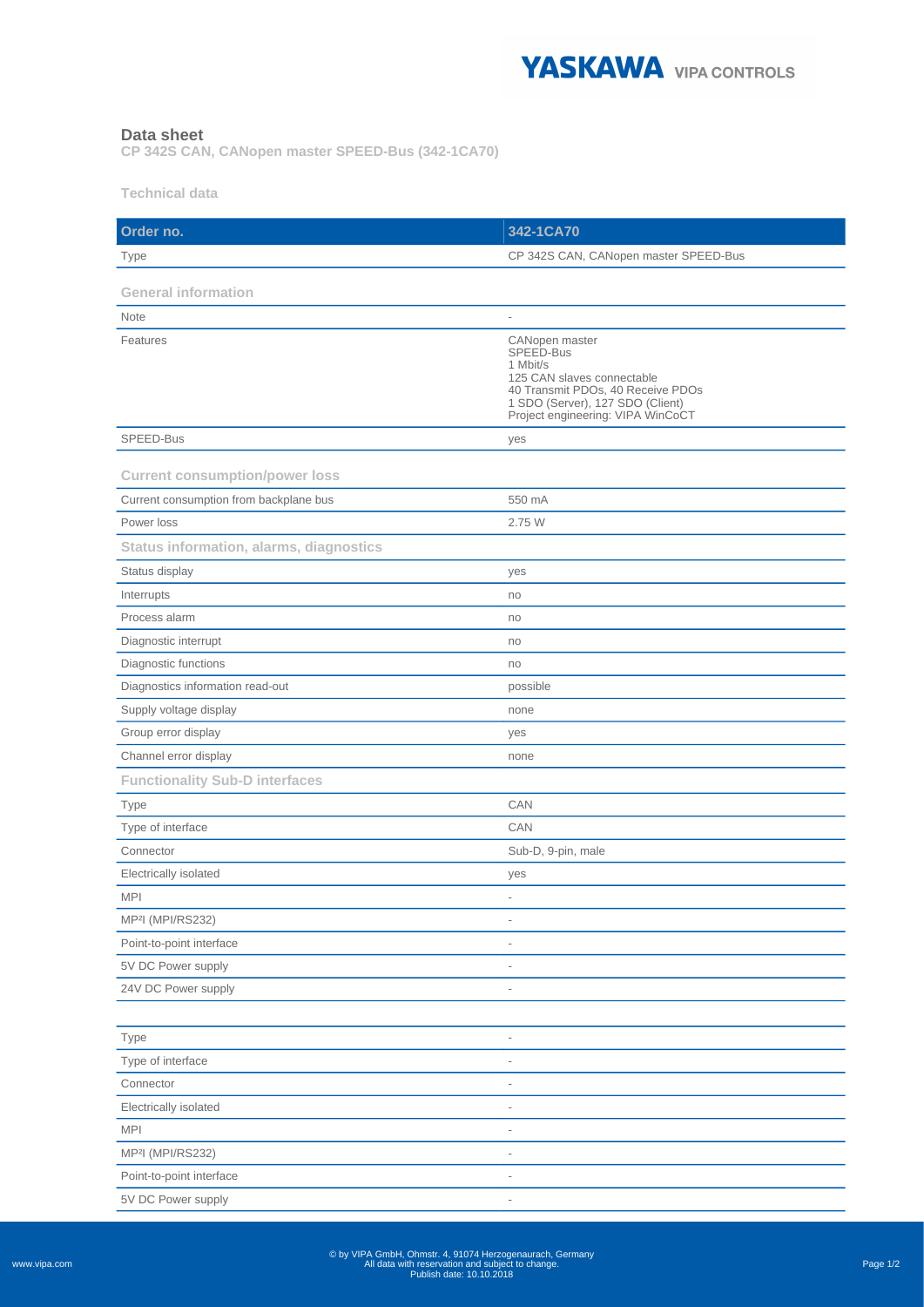# Data sheet

**CP 342S CAN, CANopen master SPEED-Bus (342-1CA70)**

## Technical data

| Order no. | 342-1CA70 |
|---|---|
| Type | CP 342S CAN, CANopen master SPEED-Bus |
| **General information** | |
| Note | - |
| Features | CANopen master<br>SPEED-Bus<br>1 Mbit/s<br>125 CAN slaves connectable<br>40 Transmit PDOs, 40 Receive PDOs<br>1 SDO (Server), 127 SDO (Client)<br>Project engineering: VIPA WinCoCT |
| SPEED-Bus | yes |
| **Current consumption/power loss** | |
| Current consumption from backplane bus | 550 mA |
| Power loss | 2.75 W |
| **Status information, alarms, diagnostics** | |
| Status display | yes |
| Interrupts | no |
| Process alarm | no |
| Diagnostic interrupt | no |
| Diagnostic functions | no |
| Diagnostics information read-out | possible |
| Supply voltage display | none |
| Group error display | yes |
| Channel error display | none |
| **Functionality Sub-D interfaces** | |
| Type | CAN |
| Type of interface | CAN |
| Connector | Sub-D, 9-pin, male |
| Electrically isolated | yes |
| MPI | - |
| MP²I (MPI/RS232) | - |
| Point-to-point interface | - |
| 5V DC Power supply | - |
| 24V DC Power supply | - |
| | |
| Type | - |
| Type of interface | - |
| Connector | - |
| Electrically isolated | - |
| MPI | - |
| MP²I (MPI/RS232) | - |
| Point-to-point interface | - |
| 5V DC Power supply | - |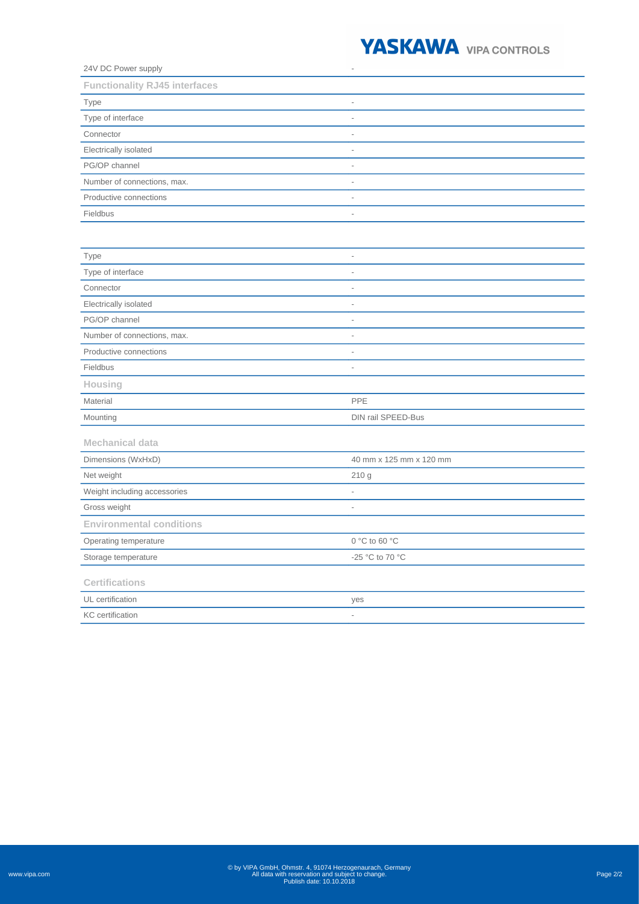| | |
|---|---|
| 24V DC Power supply | - |

## Functionality RJ45 interfaces

| | |
|---|---|
| Type | - |
| Type of interface | - |
| Connector | - |
| Electrically isolated | - |
| PG/OP channel | - |
| Number of connections, max. | - |
| Productive connections | - |
| Fieldbus | - |

| | |
|---|---|
| Type | - |
| Type of interface | - |
| Connector | - |
| Electrically isolated | - |
| PG/OP channel | - |
| Number of connections, max. | - |
| Productive connections | - |
| Fieldbus | - |

## Housing

| | |
|---|---|
| Material | PPE |
| Mounting | DIN rail SPEED-Bus |

## Mechanical data

| | |
|---|---|
| Dimensions (WxHxD) | 40 mm x 125 mm x 120 mm |
| Net weight | 210 g |
| Weight including accessories | - |
| Gross weight | - |

## Environmental conditions

| | |
|---|---|
| Operating temperature | 0 °C to 60 °C |
| Storage temperature | -25 °C to 70 °C |

## Certifications

| | |
|---|---|
| UL certification | yes |
| KC certification | - |

© by VIPA GmbH, Ohmstr. 4, 91074 Herzogenaurach, Germany
All data with reservation and subject to change.
Publish date: 10.10.2018